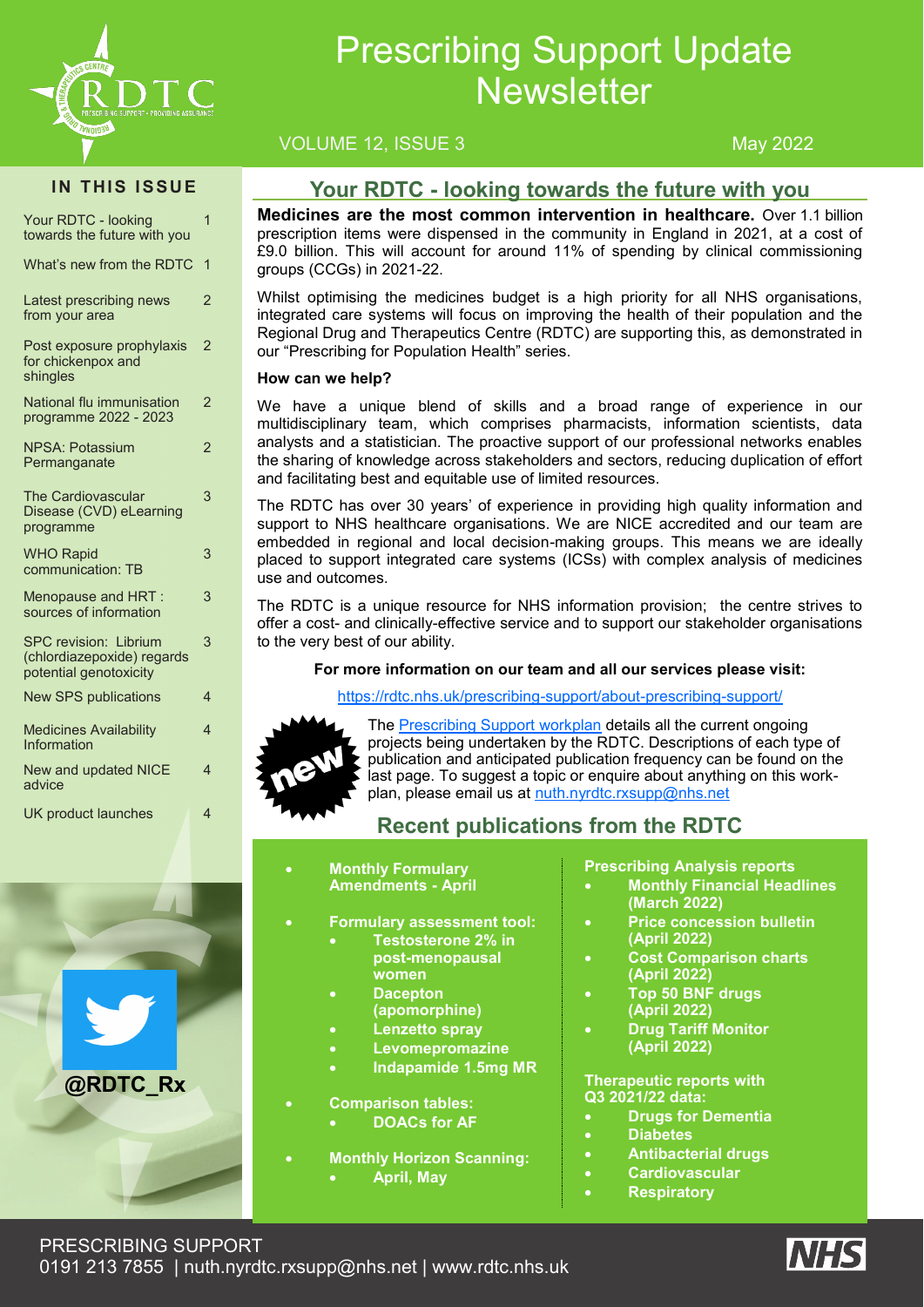# Prescribing Support Update Newsletter

VOLUME 12, ISSUE 3 May 2022

## IN THIS ISSUE

| | |
|---|---|
| Your RDTC - looking towards the future with you | 1 |
| What's new from the RDTC | 1 |
| Latest prescribing news from your area | 2 |
| Post exposure prophylaxis for chickenpox and shingles | 2 |
| National flu immunisation programme 2022 - 2023 | 2 |
| NPSA: Potassium Permanganate | 2 |
| The Cardiovascular Disease (CVD) eLearning programme | 3 |
| WHO Rapid communication: TB | 3 |
| Menopause and HRT : sources of information | 3 |
| SPC revision: Librium (chlordiazepoxide) regards potential genotoxicity | 3 |
| New SPS publications | 4 |
| Medicines Availability Information | 4 |
| New and updated NICE advice | 4 |
| UK product launches | 4 |

@RDTC_Rx

## Your RDTC - looking towards the future with you

**Medicines are the most common intervention in healthcare.** Over 1.1 billion prescription items were dispensed in the community in England in 2021, at a cost of £9.0 billion. This will account for around 11% of spending by clinical commissioning groups (CCGs) in 2021-22.

Whilst optimising the medicines budget is a high priority for all NHS organisations, integrated care systems will focus on improving the health of their population and the Regional Drug and Therapeutics Centre (RDTC) are supporting this, as demonstrated in our "Prescribing for Population Health" series.

**How can we help?**

We have a unique blend of skills and a broad range of experience in our multidisciplinary team, which comprises pharmacists, information scientists, data analysts and a statistician. The proactive support of our professional networks enables the sharing of knowledge across stakeholders and sectors, reducing duplication of effort and facilitating best and equitable use of limited resources.

The RDTC has over 30 years' of experience in providing high quality information and support to NHS healthcare organisations. We are NICE accredited and our team are embedded in regional and local decision-making groups. This means we are ideally placed to support integrated care systems (ICSs) with complex analysis of medicines use and outcomes.

The RDTC is a unique resource for NHS information provision; the centre strives to offer a cost- and clinically-effective service and to support our stakeholder organisations to the very best of our ability.

**For more information on our team and all our services please visit:**

https://rdtc.nhs.uk/prescribing-support/about-prescribing-support/

new

The Prescribing Support workplan details all the current ongoing projects being undertaken by the RDTC. Descriptions of each type of publication and anticipated publication frequency can be found on the last page. To suggest a topic or enquire about anything on this work-plan, please email us at nuth.nyrdtc.rxsupp@nhs.net

## Recent publications from the RDTC

- **Monthly Formulary Amendments - April**
- **Formulary assessment tool:**
  - **Testosterone 2% in post-menopausal women**
  - **Dacepton (apomorphine)**
  - **Lenzetto spray**
  - **Levomepromazine**
  - **Indapamide 1.5mg MR**
- **Comparison tables:**
  - **DOACs for AF**
- **Monthly Horizon Scanning:**
  - **April, May**

**Prescribing Analysis reports**

- **Monthly Financial Headlines (March 2022)**
- **Price concession bulletin (April 2022)**
- **Cost Comparison charts (April 2022)**
- **Top 50 BNF drugs (April 2022)**
- **Drug Tariff Monitor (April 2022)**

**Therapeutic reports with Q3 2021/22 data:**

- **Drugs for Dementia**
- **Diabetes**
- **Antibacterial drugs**
- **Cardiovascular**
- **Respiratory**

PRESCRIBING SUPPORT
0191 213 7855 | nuth.nyrdtc.rxsupp@nhs.net | www.rdtc.nhs.uk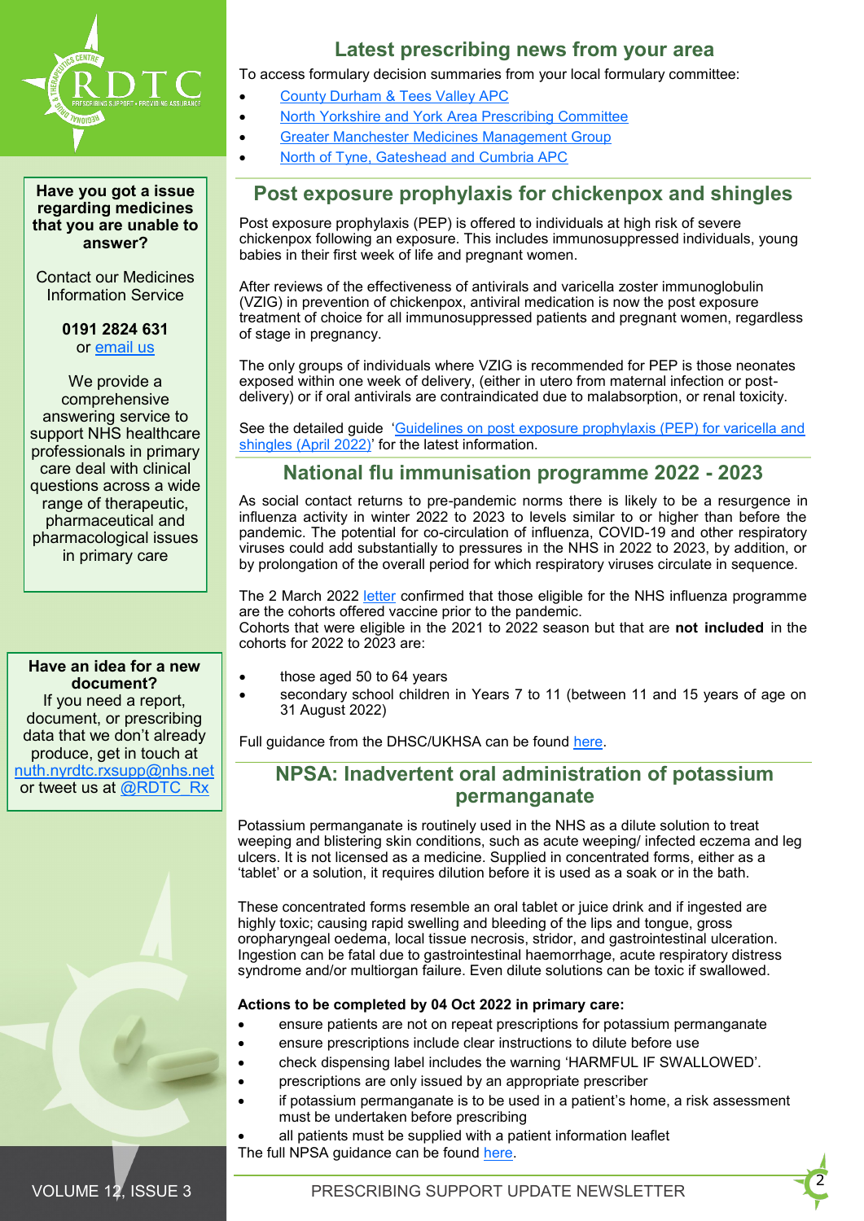## Latest prescribing news from your area

To access formulary decision summaries from your local formulary committee:

- County Durham & Tees Valley APC
- North Yorkshire and York Area Prescribing Committee
- Greater Manchester Medicines Management Group
- North of Tyne, Gateshead and Cumbria APC

## Post exposure prophylaxis for chickenpox and shingles

Post exposure prophylaxis (PEP) is offered to individuals at high risk of severe chickenpox following an exposure. This includes immunosuppressed individuals, young babies in their first week of life and pregnant women.

After reviews of the effectiveness of antivirals and varicella zoster immunoglobulin (VZIG) in prevention of chickenpox, antiviral medication is now the post exposure treatment of choice for all immunosuppressed patients and pregnant women, regardless of stage in pregnancy.

The only groups of individuals where VZIG is recommended for PEP is those neonates exposed within one week of delivery, (either in utero from maternal infection or post-delivery) or if oral antivirals are contraindicated due to malabsorption, or renal toxicity.

See the detailed guide 'Guidelines on post exposure prophylaxis (PEP) for varicella and shingles (April 2022)' for the latest information.

## National flu immunisation programme 2022 - 2023

As social contact returns to pre-pandemic norms there is likely to be a resurgence in influenza activity in winter 2022 to 2023 to levels similar to or higher than before the pandemic. The potential for co-circulation of influenza, COVID-19 and other respiratory viruses could add substantially to pressures in the NHS in 2022 to 2023, by addition, or by prolongation of the overall period for which respiratory viruses circulate in sequence.

The 2 March 2022 letter confirmed that those eligible for the NHS influenza programme are the cohorts offered vaccine prior to the pandemic.
Cohorts that were eligible in the 2021 to 2022 season but that are **not included** in the cohorts for 2022 to 2023 are:

- those aged 50 to 64 years
- secondary school children in Years 7 to 11 (between 11 and 15 years of age on 31 August 2022)

Full guidance from the DHSC/UKHSA can be found here.

## NPSA: Inadvertent oral administration of potassium permanganate

Potassium permanganate is routinely used in the NHS as a dilute solution to treat weeping and blistering skin conditions, such as acute weeping/ infected eczema and leg ulcers. It is not licensed as a medicine. Supplied in concentrated forms, either as a 'tablet' or a solution, it requires dilution before it is used as a soak or in the bath.

These concentrated forms resemble an oral tablet or juice drink and if ingested are highly toxic; causing rapid swelling and bleeding of the lips and tongue, gross oropharyngeal oedema, local tissue necrosis, stridor, and gastrointestinal ulceration. Ingestion can be fatal due to gastrointestinal haemorrhage, acute respiratory distress syndrome and/or multiorgan failure. Even dilute solutions can be toxic if swallowed.

**Actions to be completed by 04 Oct 2022 in primary care:**

- ensure patients are not on repeat prescriptions for potassium permanganate
- ensure prescriptions include clear instructions to dilute before use
- check dispensing label includes the warning 'HARMFUL IF SWALLOWED'.
- prescriptions are only issued by an appropriate prescriber
- if potassium permanganate is to be used in a patient's home, a risk assessment must be undertaken before prescribing
- all patients must be supplied with a patient information leaflet

The full NPSA guidance can be found here.

---

**Have you got a issue regarding medicines that you are unable to answer?**

Contact our Medicines Information Service

**0191 2824 631**
or email us

We provide a comprehensive answering service to support NHS healthcare professionals in primary care deal with clinical questions across a wide range of therapeutic, pharmaceutical and pharmacological issues in primary care

**Have an idea for a new document?**
If you need a report, document, or prescribing data that we don't already produce, get in touch at nuth.nyrdtc.rxsupp@nhs.net or tweet us at @RDTC_Rx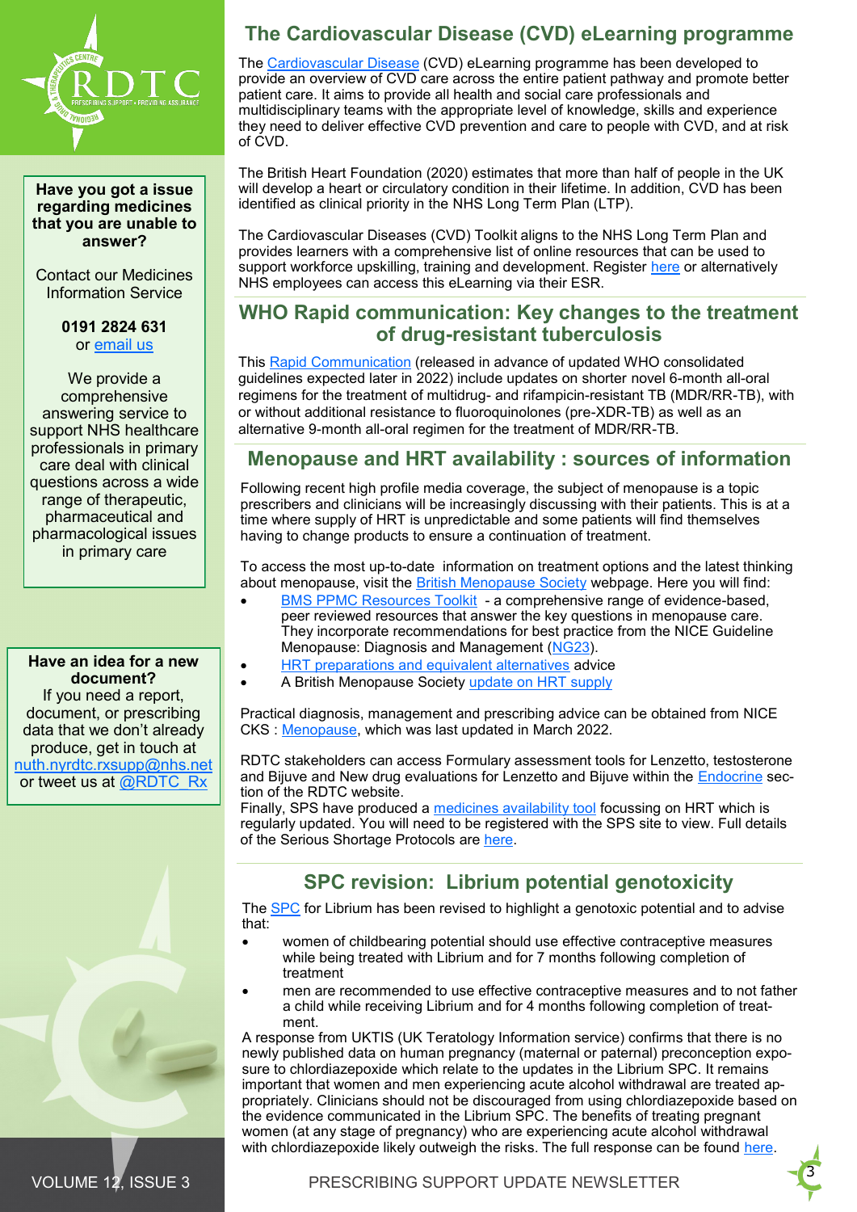**Have you got a issue regarding medicines that you are unable to answer?**

Contact our Medicines Information Service

**0191 2824 631**
or email us

We provide a comprehensive answering service to support NHS healthcare professionals in primary care deal with clinical questions across a wide range of therapeutic, pharmaceutical and pharmacological issues in primary care

**Have an idea for a new document?**
If you need a report, document, or prescribing data that we don't already produce, get in touch at nuth.nyrdtc.rxsupp@nhs.net or tweet us at @RDTC_Rx

## The Cardiovascular Disease (CVD) eLearning programme

The Cardiovascular Disease (CVD) eLearning programme has been developed to provide an overview of CVD care across the entire patient pathway and promote better patient care. It aims to provide all health and social care professionals and multidisciplinary teams with the appropriate level of knowledge, skills and experience they need to deliver effective CVD prevention and care to people with CVD, and at risk of CVD.

The British Heart Foundation (2020) estimates that more than half of people in the UK will develop a heart or circulatory condition in their lifetime. In addition, CVD has been identified as clinical priority in the NHS Long Term Plan (LTP).

The Cardiovascular Diseases (CVD) Toolkit aligns to the NHS Long Term Plan and provides learners with a comprehensive list of online resources that can be used to support workforce upskilling, training and development. Register here or alternatively NHS employees can access this eLearning via their ESR.

## WHO Rapid communication: Key changes to the treatment of drug-resistant tuberculosis

This Rapid Communication (released in advance of updated WHO consolidated guidelines expected later in 2022) include updates on shorter novel 6-month all-oral regimens for the treatment of multidrug- and rifampicin-resistant TB (MDR/RR-TB), with or without additional resistance to fluoroquinolones (pre-XDR-TB) as well as an alternative 9-month all-oral regimen for the treatment of MDR/RR-TB.

## Menopause and HRT availability : sources of information

Following recent high profile media coverage, the subject of menopause is a topic prescribers and clinicians will be increasingly discussing with their patients. This is at a time where supply of HRT is unpredictable and some patients will find themselves having to change products to ensure a continuation of treatment.

To access the most up-to-date information on treatment options and the latest thinking about menopause, visit the British Menopause Society webpage. Here you will find:

- BMS PPMC Resources Toolkit - a comprehensive range of evidence-based, peer reviewed resources that answer the key questions in menopause care. They incorporate recommendations for best practice from the NICE Guideline Menopause: Diagnosis and Management (NG23).
- HRT preparations and equivalent alternatives advice
- A British Menopause Society update on HRT supply

Practical diagnosis, management and prescribing advice can be obtained from NICE CKS : Menopause, which was last updated in March 2022.

RDTC stakeholders can access Formulary assessment tools for Lenzetto, testosterone and Bijuve and New drug evaluations for Lenzetto and Bijuve within the Endocrine section of the RDTC website.
Finally, SPS have produced a medicines availability tool focussing on HRT which is regularly updated. You will need to be registered with the SPS site to view. Full details of the Serious Shortage Protocols are here.

## SPC revision: Librium potential genotoxicity

The SPC for Librium has been revised to highlight a genotoxic potential and to advise that:

- women of childbearing potential should use effective contraceptive measures while being treated with Librium and for 7 months following completion of treatment
- men are recommended to use effective contraceptive measures and to not father a child while receiving Librium and for 4 months following completion of treatment.

A response from UKTIS (UK Teratology Information service) confirms that there is no newly published data on human pregnancy (maternal or paternal) preconception exposure to chlordiazepoxide which relate to the updates in the Librium SPC. It remains important that women and men experiencing acute alcohol withdrawal are treated appropriately. Clinicians should not be discouraged from using chlordiazepoxide based on the evidence communicated in the Librium SPC. The benefits of treating pregnant women (at any stage of pregnancy) who are experiencing acute alcohol withdrawal with chlordiazepoxide likely outweigh the risks. The full response can be found here.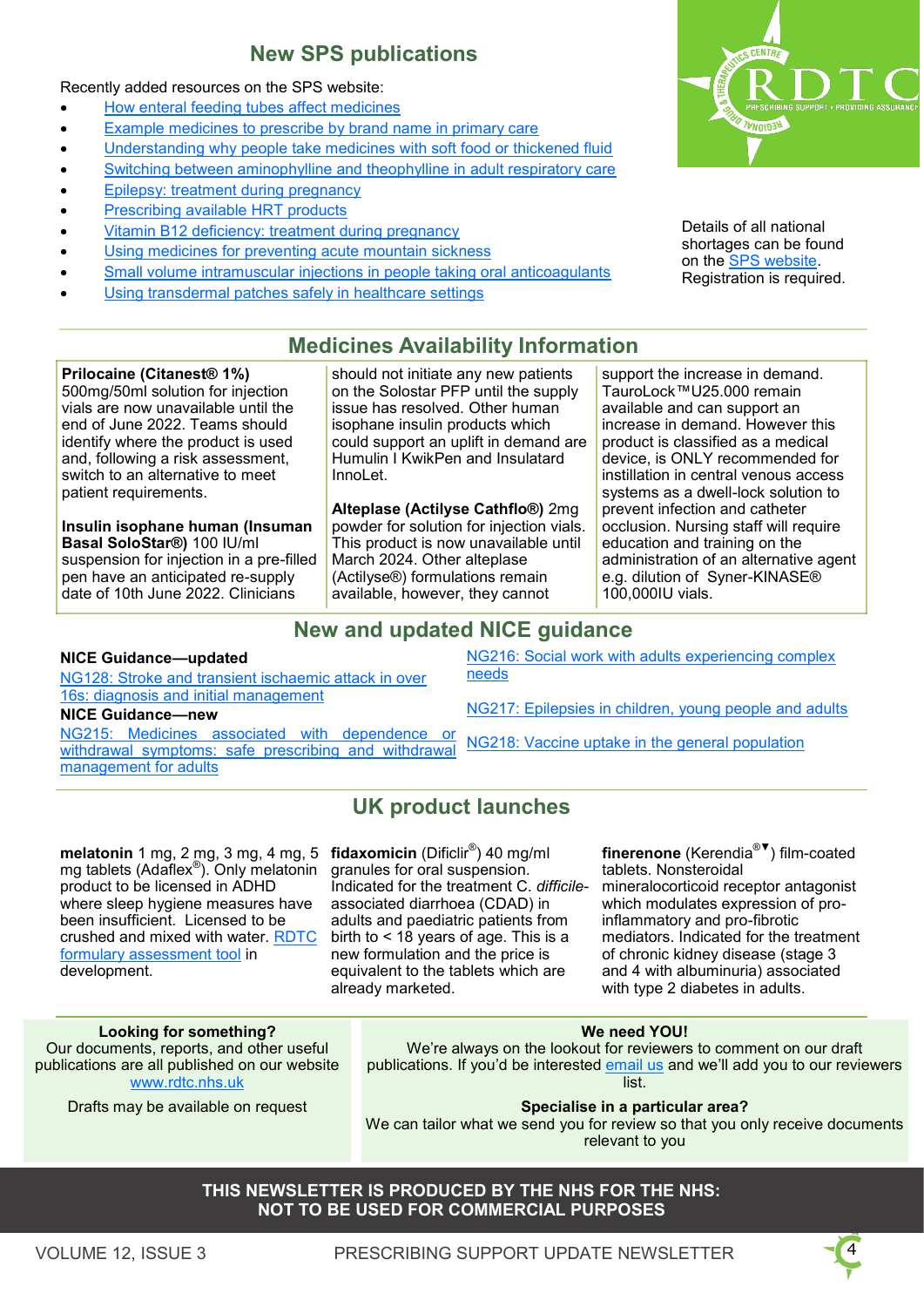## New SPS publications

Recently added resources on the SPS website:

- How enteral feeding tubes affect medicines
- Example medicines to prescribe by brand name in primary care
- Understanding why people take medicines with soft food or thickened fluid
- Switching between aminophylline and theophylline in adult respiratory care
- Epilepsy: treatment during pregnancy
- Prescribing available HRT products
- Vitamin B12 deficiency: treatment during pregnancy
- Using medicines for preventing acute mountain sickness
- Small volume intramuscular injections in people taking oral anticoagulants
- Using transdermal patches safely in healthcare settings

Details of all national shortages can be found on the SPS website. Registration is required.

## Medicines Availability Information

**Prilocaine (Citanest® 1%)** 500mg/50ml solution for injection vials are now unavailable until the end of June 2022. Teams should identify where the product is used and, following a risk assessment, switch to an alternative to meet patient requirements.

**Insulin isophane human (Insuman Basal SoloStar®)** 100 IU/ml suspension for injection in a pre-filled pen have an anticipated re-supply date of 10th June 2022. Clinicians should not initiate any new patients on the Solostar PFP until the supply issue has resolved. Other human isophane insulin products which could support an uplift in demand are Humulin I KwikPen and Insulatard InnoLet.

**Alteplase (Actilyse Cathflo®)** 2mg powder for solution for injection vials. This product is now unavailable until March 2024. Other alteplase (Actilyse®) formulations remain available, however, they cannot support the increase in demand. TauroLock™U25.000 remain available and can support an increase in demand. However this product is classified as a medical device, is ONLY recommended for instillation in central venous access systems as a dwell-lock solution to prevent infection and catheter occlusion. Nursing staff will require education and training on the administration of an alternative agent e.g. dilution of Syner-KINASE® 100,000IU vials.

## New and updated NICE guidance

**NICE Guidance—updated**

NG128: Stroke and transient ischaemic attack in over 16s: diagnosis and initial management

**NICE Guidance—new**

NG215: Medicines associated with dependence or withdrawal symptoms: safe prescribing and withdrawal management for adults

NG216: Social work with adults experiencing complex needs

NG217: Epilepsies in children, young people and adults

NG218: Vaccine uptake in the general population

## UK product launches

**melatonin** 1 mg, 2 mg, 3 mg, 4 mg, 5 mg tablets (Adaflex®). Only melatonin product to be licensed in ADHD where sleep hygiene measures have been insufficient. Licensed to be crushed and mixed with water. RDTC formulary assessment tool in development.

**fidaxomicin** (Dificlir®) 40 mg/ml granules for oral suspension. Indicated for the treatment C. *difficile*-associated diarrhoea (CDAD) in adults and paediatric patients from birth to < 18 years of age. This is a new formulation and the price is equivalent to the tablets which are already marketed.

**finerenone** (Kerendia®▼) film-coated tablets. Nonsteroidal mineralocorticoid receptor antagonist which modulates expression of pro-inflammatory and pro-fibrotic mediators. Indicated for the treatment of chronic kidney disease (stage 3 and 4 with albuminuria) associated with type 2 diabetes in adults.

**Looking for something?**
Our documents, reports, and other useful publications are all published on our website www.rdtc.nhs.uk

Drafts may be available on request

**We need YOU!**
We're always on the lookout for reviewers to comment on our draft publications. If you'd be interested email us and we'll add you to our reviewers list.

**Specialise in a particular area?**
We can tailor what we send you for review so that you only receive documents relevant to you

**THIS NEWSLETTER IS PRODUCED BY THE NHS FOR THE NHS: NOT TO BE USED FOR COMMERCIAL PURPOSES**